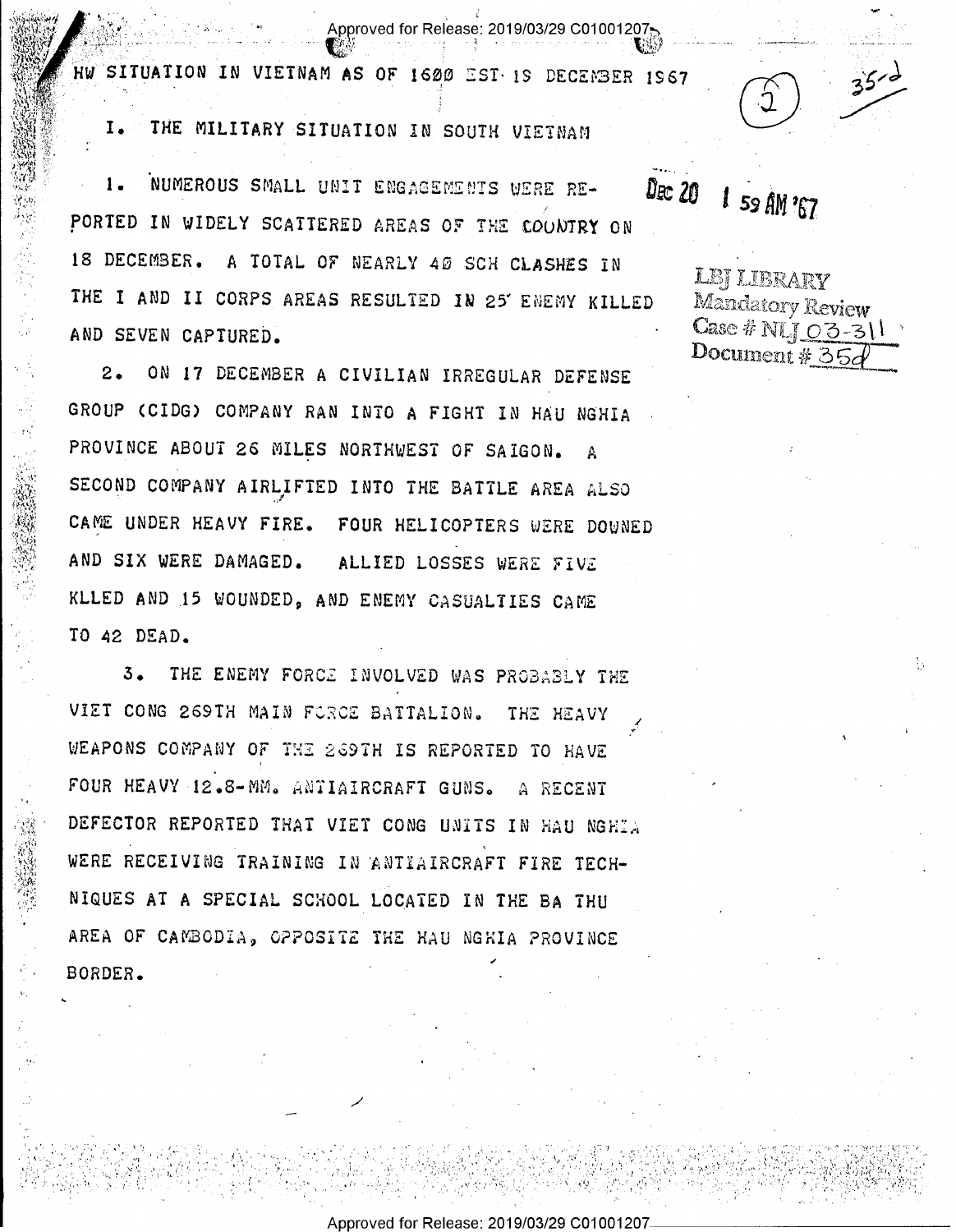HW SITUATION IN VIETNAM AS OF 1600 EST 19 DECEMBER 1967

I. THE MILITARY SITUATION IN SOUTH VIETNAM

1. NUMEROUS SMALL UNIT ENGAGEMENTS WERE REPORTED IN WIDELY SCATTERED AREAS OF THE COUNTRY ON 18 DECEMBER. A TOTAL OF NEARLY 40 SCH CLASHES IN THE I AND II CORPS AREAS RESULTED IN 25 ENEMY KILLED AND SEVEN CAPTURED.

2. ON 17 DECEMBER A CIVILIAN IRREGULAR DEFENSE GROUP (CIDG) COMPANY RAN INTO A FIGHT IN HAU NGHIA PROVINCE ABOUT 26 MILES NORTHWEST OF SAIGON. A SECOND COMPANY AIRLIFTED INTO THE BATTLE AREA ALSO CAME UNDER HEAVY FIRE. FOUR HELICOPTERS WERE DOWNED AND SIX WERE DAMAGED. ALLIED LOSSES WERE FIVE KLLED AND 15 WOUNDED, AND ENEMY CASUALTIES CAME TO 42 DEAD.

3. THE ENEMY FORCE INVOLVED WAS PROBABLY THE VIET CONG 269TH MAIN FORCE BATTALION. THE HEAVY WEAPONS COMPANY OF THE 269TH IS REPORTED TO HAVE FOUR HEAVY 12.8-MM. ANTIAIRCRAFT GUNS. A RECENT DEFECTOR REPORTED THAT VIET CONG UNITS IN HAU NGHIA WERE RECEIVING TRAINING IN ANTIAIRCRAFT FIRE TECHNIQUES AT A SPECIAL SCHOOL LOCATED IN THE BA THU AREA OF CAMBODIA, OPPOSITE THE HAU NGHIA PROVINCE BORDER.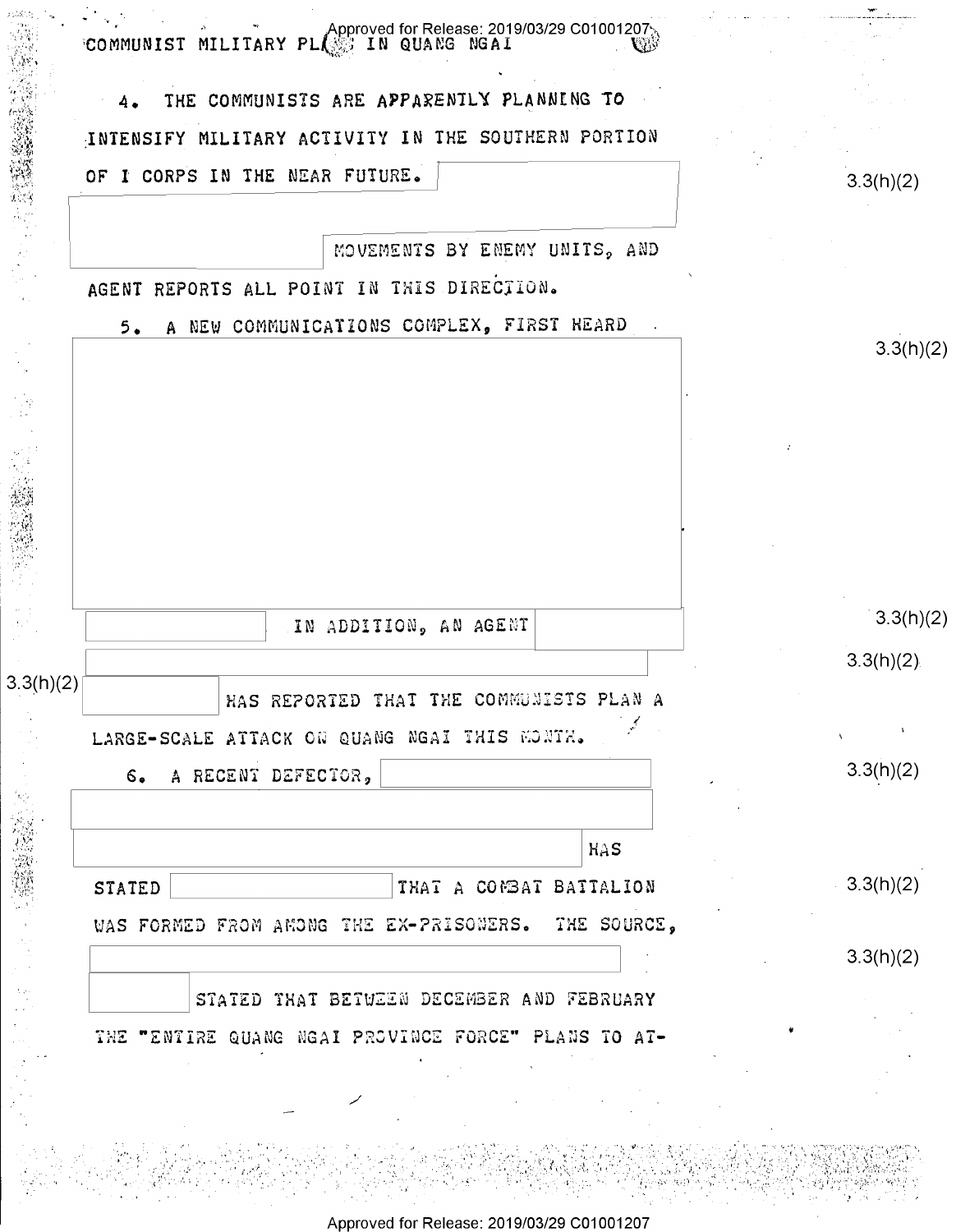COMMUNIST MILITARY PLANS IN QUANG NGAI

4. THE COMMUNISTS ARE APPARENTLY PLANNING TO INTENSIFY MILITARY ACTIVITY IN THE SOUTHERN PORTION OF I CORPS IN THE NEAR FUTURE. [REDACTED] 3.3(h)(2) MOVEMENTS BY ENEMY UNITS, AND AGENT REPORTS ALL POINT IN THIS DIRECTION.

5. A NEW COMMUNICATIONS COMPLEX, FIRST HEARD [REDACTED] 3.3(h)(2)

[REDACTED] 3.3(h)(2) IN ADDITION, AN AGENT [REDACTED] 3.3(h)(2) [REDACTED] 3.3(h)(2) HAS REPORTED THAT THE COMMUNISTS PLAN A LARGE-SCALE ATTACK ON QUANG NGAI THIS MONTH.

6. A RECENT DEFECTOR, [REDACTED] 3.3(h)(2) HAS STATED [REDACTED] 3.3(h)(2) THAT A COMBAT BATTALION WAS FORMED FROM AMONG THE EX-PRISONERS. THE SOURCE, [REDACTED] 3.3(h)(2) STATED THAT BETWEEN DECEMBER AND FEBRUARY THE "ENTIRE QUANG NGAI PROVINCE FORCE" PLANS TO AT-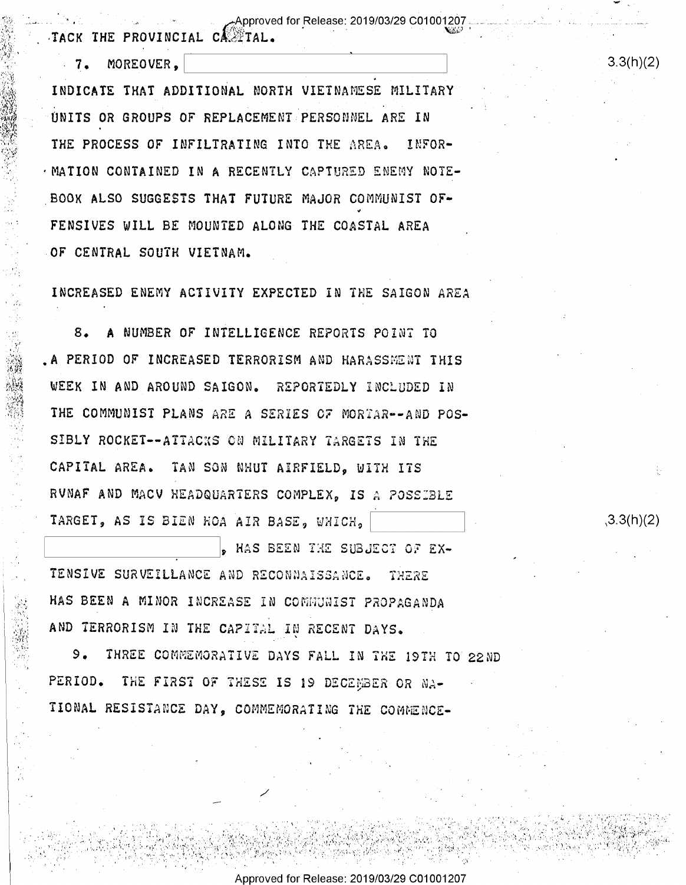TACK THE PROVINCIAL CAPITAL.

7. MOREOVER, [redacted] 3.3(h)(2) INDICATE THAT ADDITIONAL NORTH VIETNAMESE MILITARY UNITS OR GROUPS OF REPLACEMENT PERSONNEL ARE IN THE PROCESS OF INFILTRATING INTO THE AREA. INFORMATION CONTAINED IN A RECENTLY CAPTURED ENEMY NOTEBOOK ALSO SUGGESTS THAT FUTURE MAJOR COMMUNIST OFFENSIVES WILL BE MOUNTED ALONG THE COASTAL AREA OF CENTRAL SOUTH VIETNAM.

INCREASED ENEMY ACTIVITY EXPECTED IN THE SAIGON AREA

8. A NUMBER OF INTELLIGENCE REPORTS POINT TO A PERIOD OF INCREASED TERRORISM AND HARASSMENT THIS WEEK IN AND AROUND SAIGON. REPORTEDLY INCLUDED IN THE COMMUNIST PLANS ARE A SERIES OF MORTAR--AND POSSIBLY ROCKET--ATTACKS ON MILITARY TARGETS IN THE CAPITAL AREA. TAN SON NHUT AIRFIELD, WITH ITS RVNAF AND MACV HEADQUARTERS COMPLEX, IS A POSSIBLE TARGET, AS IS BIEN HOA AIR BASE, WHICH, [redacted] 3.3(h)(2) [redacted], HAS BEEN THE SUBJECT OF EXTENSIVE SURVEILLANCE AND RECONNAISSANCE. THERE HAS BEEN A MINOR INCREASE IN COMMUNIST PROPAGANDA AND TERRORISM IN THE CAPITAL IN RECENT DAYS.

9. THREE COMMEMORATIVE DAYS FALL IN THE 19TH TO 22ND PERIOD. THE FIRST OF THESE IS 19 DECEMBER OR NATIONAL RESISTANCE DAY, COMMEMORATING THE COMMENCE-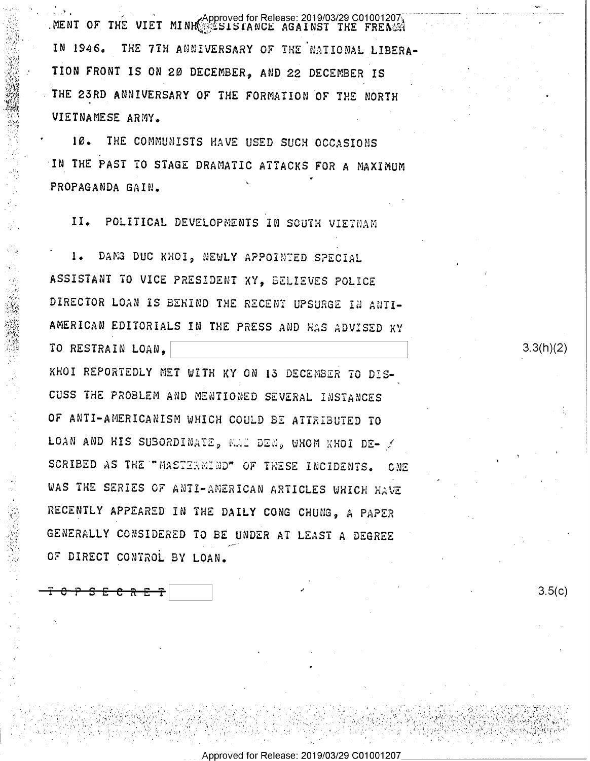MENT OF THE VIET MINH RESISTANCE AGAINST THE FRENCH IN 1946. THE 7TH ANNIVERSARY OF THE NATIONAL LIBERATION FRONT IS ON 20 DECEMBER, AND 22 DECEMBER IS THE 23RD ANNIVERSARY OF THE FORMATION OF THE NORTH VIETNAMESE ARMY.

10. THE COMMUNISTS HAVE USED SUCH OCCASIONS IN THE PAST TO STAGE DRAMATIC ATTACKS FOR A MAXIMUM PROPAGANDA GAIN.

II. POLITICAL DEVELOPMENTS IN SOUTH VIETNAM

1. DANG DUC KHOI, NEWLY APPOINTED SPECIAL ASSISTANT TO VICE PRESIDENT KY, BELIEVES POLICE DIRECTOR LOAN IS BEHIND THE RECENT UPSURGE IN ANTI-AMERICAN EDITORIALS IN THE PRESS AND HAS ADVISED KY TO RESTRAIN LOAN, [redacted] 3.3(h)(2)

KHOI REPORTEDLY MET WITH KY ON 13 DECEMBER TO DISCUSS THE PROBLEM AND MENTIONED SEVERAL INSTANCES OF ANTI-AMERICANISM WHICH COULD BE ATTRIBUTED TO LOAN AND HIS SUBORDINATE, MAI DEN, WHOM KHOI DESCRIBED AS THE "MASTERMIND" OF THESE INCIDENTS. ONE WAS THE SERIES OF ANTI-AMERICAN ARTICLES WHICH HAVE RECENTLY APPEARED IN THE DAILY CONG CHUNG, A PAPER GENERALLY CONSIDERED TO BE UNDER AT LEAST A DEGREE OF DIRECT CONTROL BY LOAN.

~~TOP SECRET~~ [redacted] 3.5(c)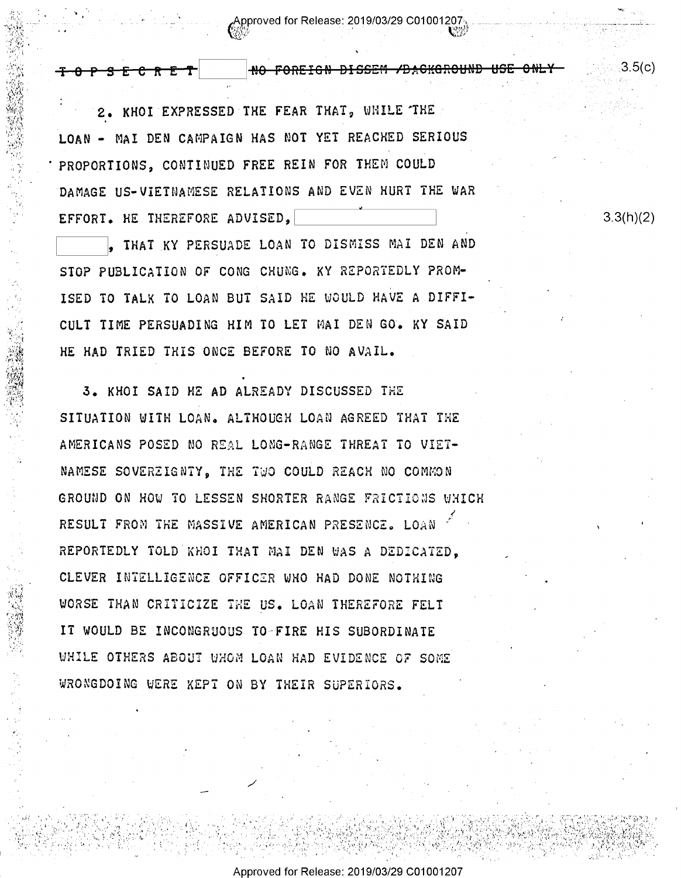~~TOP SECRET~~ ~~NO FOREIGN DISSEM /BACKGROUND USE ONLY~~ 3.5(c)

2. KHOI EXPRESSED THE FEAR THAT, WHILE THE LOAN - MAI DEN CAMPAIGN HAS NOT YET REACHED SERIOUS PROPORTIONS, CONTINUED FREE REIN FOR THEM COULD DAMAGE US-VIETNAMESE RELATIONS AND EVEN HURT THE WAR EFFORT. HE THEREFORE ADVISED, [redacted] 3.3(h)(2) [redacted], THAT KY PERSUADE LOAN TO DISMISS MAI DEN AND STOP PUBLICATION OF CONG CHUNG. KY REPORTEDLY PROMISED TO TALK TO LOAN BUT SAID HE WOULD HAVE A DIFFICULT TIME PERSUADING HIM TO LET MAI DEN GO. KY SAID HE HAD TRIED THIS ONCE BEFORE TO NO AVAIL.

3. KHOI SAID HE AD ALREADY DISCUSSED THE SITUATION WITH LOAN. ALTHOUGH LOAN AGREED THAT THE AMERICANS POSED NO REAL LONG-RANGE THREAT TO VIETNAMESE SOVEREIGNTY, THE TWO COULD REACH NO COMMON GROUND ON HOW TO LESSEN SHORTER RANGE FRICTIONS WHICH RESULT FROM THE MASSIVE AMERICAN PRESENCE. LOAN REPORTEDLY TOLD KHOI THAT MAI DEN WAS A DEDICATED, CLEVER INTELLIGENCE OFFICER WHO HAD DONE NOTHING WORSE THAN CRITICIZE THE US. LOAN THEREFORE FELT IT WOULD BE INCONGRUOUS TO FIRE HIS SUBORDINATE WHILE OTHERS ABOUT WHOM LOAN HAD EVIDENCE OF SOME WRONGDOING WERE KEPT ON BY THEIR SUPERIORS.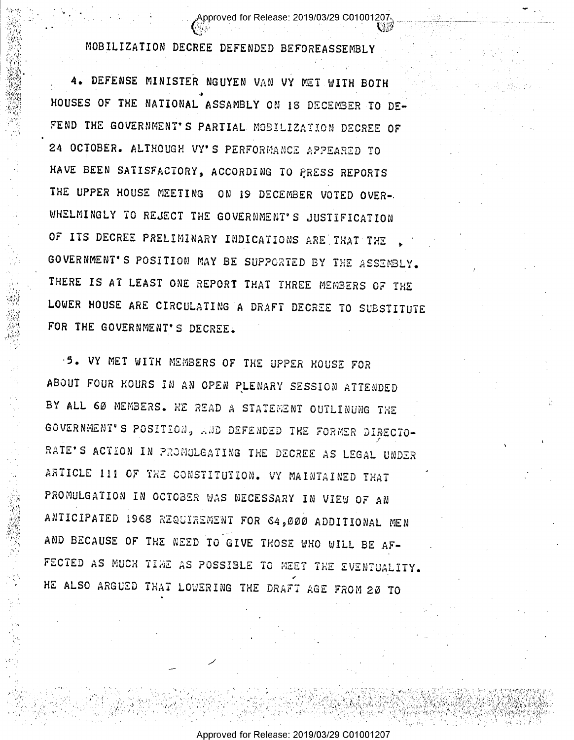MOBILIZATION DECREE DEFENDED BEFOREASSEMBLY

4. DEFENSE MINISTER NGUYEN VAN VY MET WITH BOTH HOUSES OF THE NATIONAL ASSAMBLY ON 18 DECEMBER TO DEFEND THE GOVERNMENT'S PARTIAL MOBILIZATION DECREE OF 24 OCTOBER. ALTHOUGH VY'S PERFORMANCE APPEARED TO HAVE BEEN SATISFACTORY, ACCORDING TO PRESS REPORTS THE UPPER HOUSE MEETING ON 19 DECEMBER VOTED OVERWHELMINGLY TO REJECT THE GOVERNMENT'S JUSTIFICATION OF ITS DECREE PRELIMINARY INDICATIONS ARE THAT THE GOVERNMENT'S POSITION MAY BE SUPPORTED BY THE ASSEMBLY. THERE IS AT LEAST ONE REPORT THAT THREE MEMBERS OF THE LOWER HOUSE ARE CIRCULATING A DRAFT DECREE TO SUBSTITUTE FOR THE GOVERNMENT'S DECREE.

5. VY MET WITH MEMBERS OF THE UPPER HOUSE FOR ABOUT FOUR HOURS IN AN OPEN PLENARY SESSION ATTENDED BY ALL 60 MEMBERS. HE READ A STATEMENT OUTLINUNG THE GOVERNMENT'S POSITION, AND DEFENDED THE FORMER DIRECTORATE'S ACTION IN PROMULGATING THE DECREE AS LEGAL UNDER ARTICLE 111 OF THE CONSTITUTION. VY MAINTAINED THAT PROMULGATION IN OCTOBER WAS NECESSARY IN VIEW OF AN ANTICIPATED 1968 REQUIREMENT FOR 64,000 ADDITIONAL MEN AND BECAUSE OF THE NEED TO GIVE THOSE WHO WILL BE AFFECTED AS MUCH TIME AS POSSIBLE TO MEET THE EVENTUALITY. HE ALSO ARGUED THAT LOWERING THE DRAFT AGE FROM 20 TO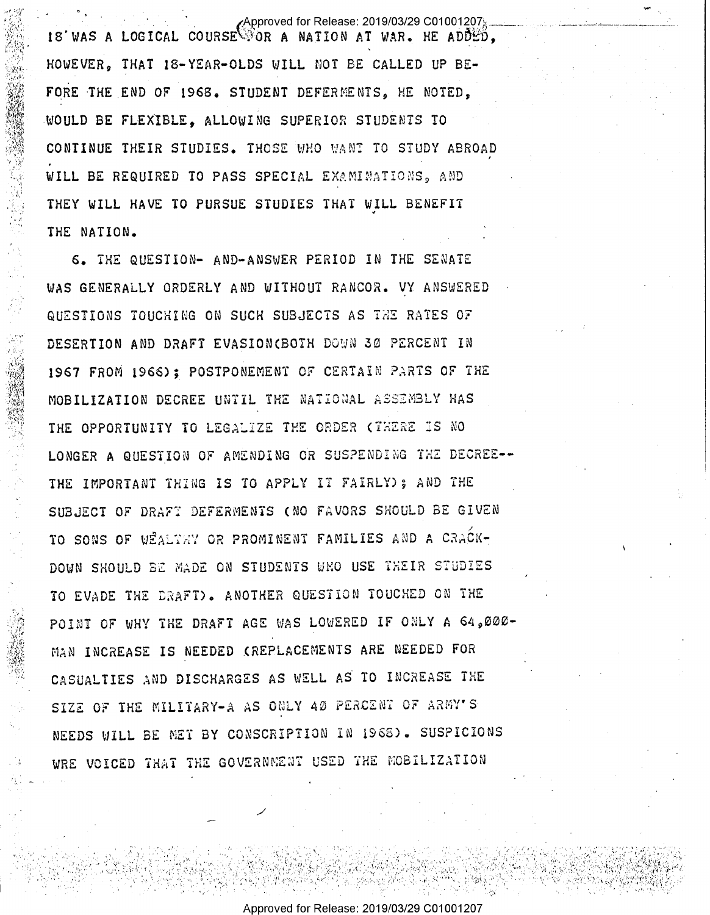18 WAS A LOGICAL COURSE FOR A NATION AT WAR. HE ADDED, HOWEVER, THAT 18-YEAR-OLDS WILL NOT BE CALLED UP BEFORE THE END OF 1968. STUDENT DEFERMENTS, HE NOTED, WOULD BE FLEXIBLE, ALLOWING SUPERIOR STUDENTS TO CONTINUE THEIR STUDIES. THOSE WHO WANT TO STUDY ABROAD WILL BE REQUIRED TO PASS SPECIAL EXAMINATIONS, AND THEY WILL HAVE TO PURSUE STUDIES THAT WILL BENEFIT THE NATION.

6. THE QUESTION- AND-ANSWER PERIOD IN THE SENATE WAS GENERALLY ORDERLY AND WITHOUT RANCOR. VY ANSWERED QUESTIONS TOUCHING ON SUCH SUBJECTS AS THE RATES OF DESERTION AND DRAFT EVASION(BOTH DOWN 30 PERCENT IN 1967 FROM 1966); POSTPONEMENT OF CERTAIN PARTS OF THE MOBILIZATION DECREE UNTIL THE NATIONAL ASSEMBLY HAS THE OPPORTUNITY TO LEGALIZE THE ORDER (THERE IS NO LONGER A QUESTION OF AMENDING OR SUSPENDING THE DECREE-- THE IMPORTANT THING IS TO APPLY IT FAIRLY); AND THE SUBJECT OF DRAFT DEFERMENTS (NO FAVORS SHOULD BE GIVEN TO SONS OF WEALTHY OR PROMINENT FAMILIES AND A CRACK-DOWN SHOULD BE MADE ON STUDENTS WHO USE THEIR STUDIES TO EVADE THE DRAFT). ANOTHER QUESTION TOUCHED ON THE POINT OF WHY THE DRAFT AGE WAS LOWERED IF ONLY A 64,000-MAN INCREASE IS NEEDED (REPLACEMENTS ARE NEEDED FOR CASUALTIES AND DISCHARGES AS WELL AS TO INCREASE THE SIZE OF THE MILITARY-A AS ONLY 40 PERCENT OF ARMY'S NEEDS WILL BE MET BY CONSCRIPTION IN 1968). SUSPICIONS WRE VOICED THAT THE GOVERNMENT USED THE MOBILIZATION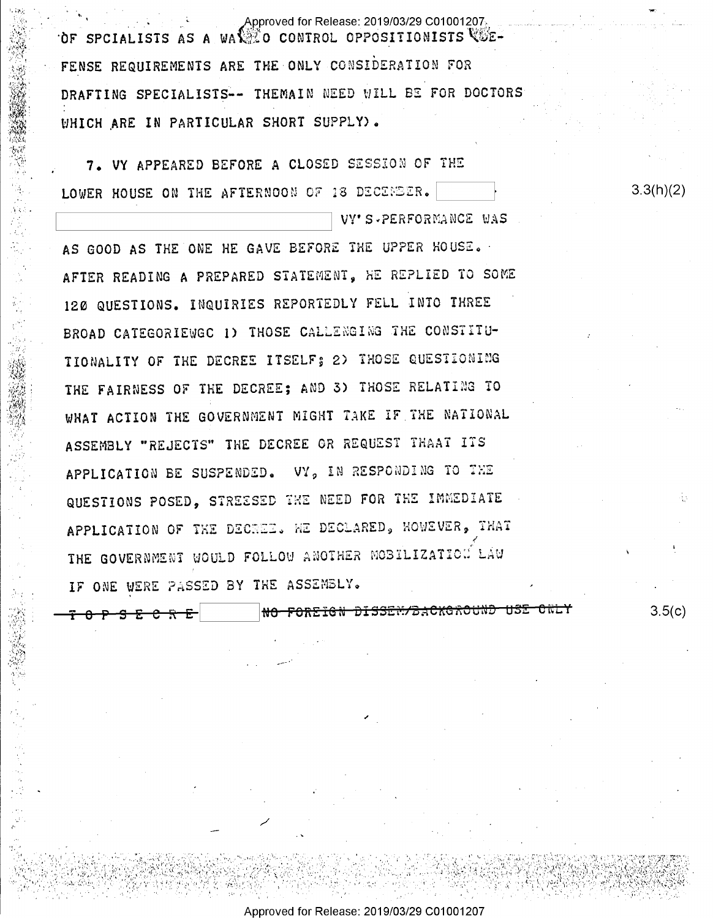OF SPCIALISTS AS A WAY TO CONTROL OPPOSITIONISTS (DE-FENSE REQUIREMENTS ARE THE ONLY CONSIDERATION FOR DRAFTING SPECIALISTS-- THEMAIN NEED WILL BE FOR DOCTORS WHICH ARE IN PARTICULAR SHORT SUPPLY).

7. VY APPEARED BEFORE A CLOSED SESSION OF THE LOWER HOUSE ON THE AFTERNOON OF 18 DECEMBER. [REDACTED] [REDACTED] VY'S PERFORMANCE WAS AS GOOD AS THE ONE HE GAVE BEFORE THE UPPER HOUSE. AFTER READING A PREPARED STATEMENT, HE REPLIED TO SOME 120 QUESTIONS. INQUIRIES REPORTEDLY FELL INTO THREE BROAD CATEGORIEWGC 1) THOSE CALLENGING THE CONSTITUTIONALITY OF THE DECREE ITSELF; 2) THOSE QUESTIONING THE FAIRNESS OF THE DECREE; AND 3) THOSE RELATING TO WHAT ACTION THE GOVERNMENT MIGHT TAKE IF THE NATIONAL ASSEMBLY "REJECTS" THE DECREE OR REQUEST THAAT ITS APPLICATION BE SUSPENDED. VY, IN RESPONDING TO THE QUESTIONS POSED, STRESSED THE NEED FOR THE IMMEDIATE APPLICATION OF THE DECREE. HE DECLARED, HOWEVER, THAT THE GOVERNMENT WOULD FOLLOW ANOTHER MOBILIZATION LAW IF ONE WERE PASSED BY THE ASSEMBLY.

3.3(h)(2)

~~TOP SECRET~~ [REDACTED] ~~NO FOREIGN DISSEM/BACKGROUND USE ONLY~~

3.5(c)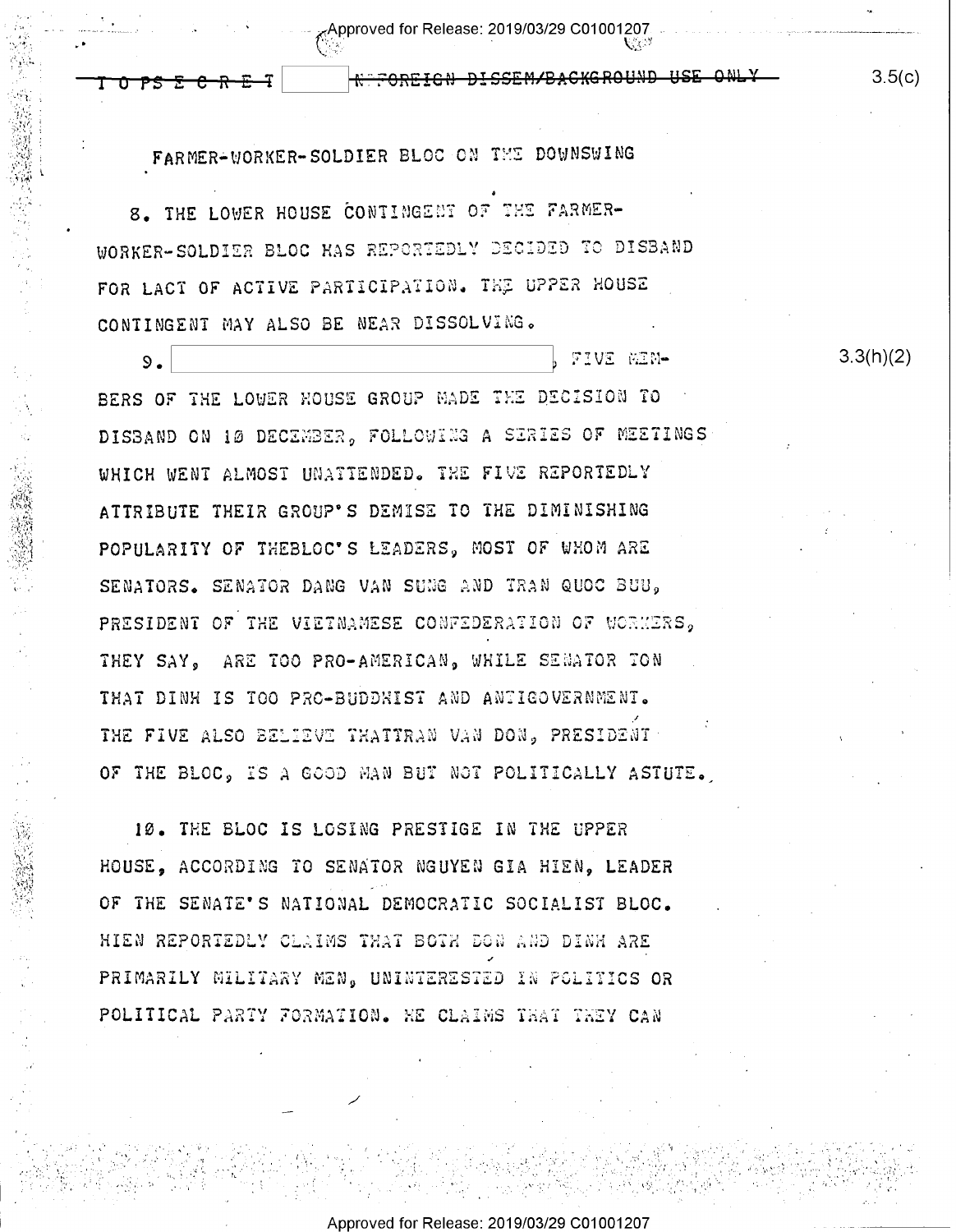TOP SECRET [redacted] NO FOREIGN DISSEM/BACKGROUND USE ONLY

3.5(c)

FARMER-WORKER-SOLDIER BLOC ON THE DOWNSWING

8. THE LOWER HOUSE CONTINGENT OF THE FARMER-WORKER-SOLDIER BLOC HAS REPORTEDLY DECIDED TO DISBAND FOR LACK OF ACTIVE PARTICIPATION. THE UPPER HOUSE CONTINGENT MAY ALSO BE NEAR DISSOLVING.

9. [redacted], FIVE MEMBERS OF THE LOWER HOUSE GROUP MADE THE DECISION TO DISBAND ON 10 DECEMBER, FOLLOWING A SERIES OF MEETINGS WHICH WENT ALMOST UNATTENDED. THE FIVE REPORTEDLY ATTRIBUTE THEIR GROUP'S DEMISE TO THE DIMINISHING POPULARITY OF THEBLOC'S LEADERS, MOST OF WHOM ARE SENATORS. SENATOR DANG VAN SUNG AND TRAN QUOC BUU, PRESIDENT OF THE VIETNAMESE CONFEDERATION OF WORKERS, THEY SAY, ARE TOO PRO-AMERICAN, WHILE SENATOR TON THAT DINH IS TOO PRO-BUDDHIST AND ANTIGOVERNMENT. THE FIVE ALSO BELIEVE THATTRAN VAN DON, PRESIDENT OF THE BLOC, IS A GOOD MAN BUT NOT POLITICALLY ASTUTE.

3.3(h)(2)

10. THE BLOC IS LOSING PRESTIGE IN THE UPPER HOUSE, ACCORDING TO SENATOR NGUYEN GIA HIEN, LEADER OF THE SENATE'S NATIONAL DEMOCRATIC SOCIALIST BLOC. HIEN REPORTEDLY CLAIMS THAT BOTH DON AND DINH ARE PRIMARILY MILITARY MEN, UNINTERESTED IN POLITICS OR POLITICAL PARTY FORMATION. HE CLAIMS THAT THEY CAN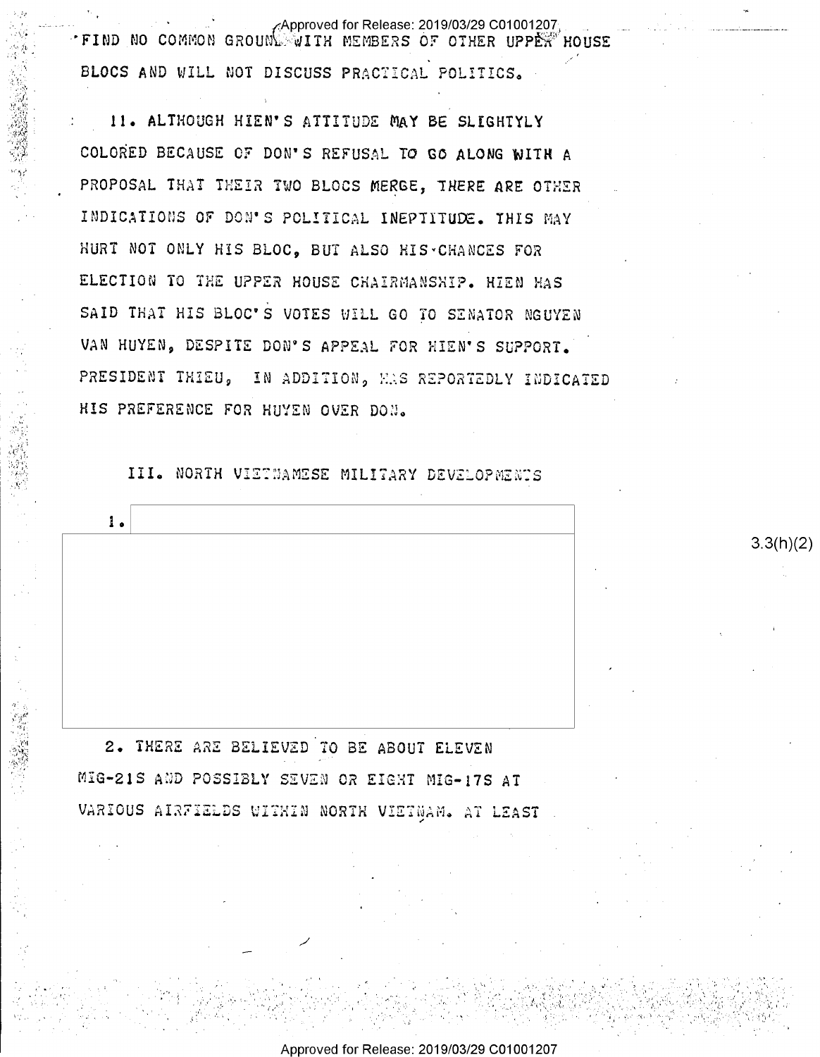FIND NO COMMON GROUND WITH MEMBERS OF OTHER UPPER HOUSE BLOCS AND WILL NOT DISCUSS PRACTICAL POLITICS.

11. ALTHOUGH HIEN'S ATTITUDE MAY BE SLIGHTYLY COLORED BECAUSE OF DON'S REFUSAL TO GO ALONG WITH A PROPOSAL THAT THEIR TWO BLOCS MERGE, THERE ARE OTHER INDICATIONS OF DON'S POLITICAL INEPTITUDE. THIS MAY HURT NOT ONLY HIS BLOC, BUT ALSO HIS CHANCES FOR ELECTION TO THE UPPER HOUSE CHAIRMANSHIP. HIEN HAS SAID THAT HIS BLOC'S VOTES WILL GO TO SENATOR NGUYEN VAN HUYEN, DESPITE DON'S APPEAL FOR HIEN'S SUPPORT. PRESIDENT THIEU, IN ADDITION, HAS REPORTEDLY INDICATED HIS PREFERENCE FOR HUYEN OVER DON.

## III. NORTH VIETNAMESE MILITARY DEVELOPMENTS

1. [redacted] 3.3(h)(2)

2. THERE ARE BELIEVED TO BE ABOUT ELEVEN MIG-21S AND POSSIBLY SEVEN OR EIGHT MIG-17S AT VARIOUS AIRFIELDS WITHIN NORTH VIETNAM. AT LEAST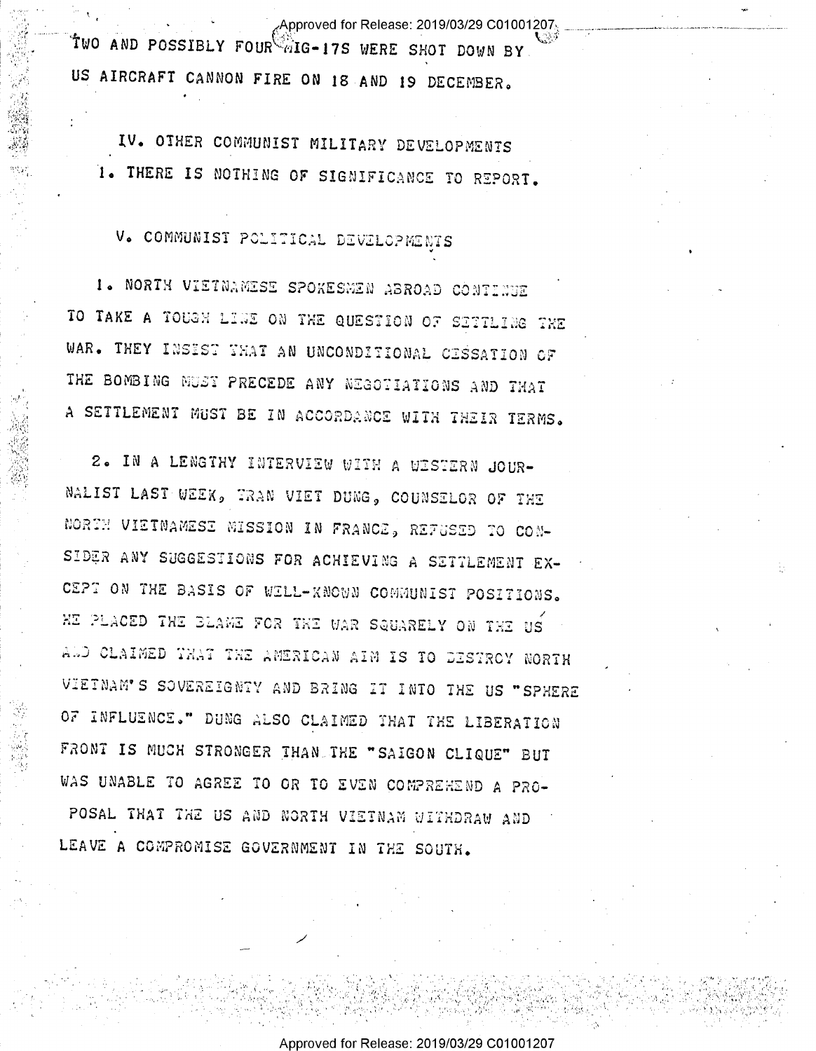TWO AND POSSIBLY FOUR MIG-17S WERE SHOT DOWN BY US AIRCRAFT CANNON FIRE ON 18 AND 19 DECEMBER.

## IV. OTHER COMMUNIST MILITARY DEVELOPMENTS

1. THERE IS NOTHING OF SIGNIFICANCE TO REPORT.

## V. COMMUNIST POLITICAL DEVELOPMENTS

1. NORTH VIETNAMESE SPOKESMEN ABROAD CONTINUE TO TAKE A TOUGH LINE ON THE QUESTION OF SETTLING THE WAR. THEY INSIST THAT AN UNCONDITIONAL CESSATION OF THE BOMBING MUST PRECEDE ANY NEGOTIATIONS AND THAT A SETTLEMENT MUST BE IN ACCORDANCE WITH THEIR TERMS.

2. IN A LENGTHY INTERVIEW WITH A WESTERN JOURNALIST LAST WEEK, TRAN VIET DUNG, COUNSELOR OF THE NORTH VIETNAMESE MISSION IN FRANCE, REFUSED TO CONSIDER ANY SUGGESTIONS FOR ACHIEVING A SETTLEMENT EXCEPT ON THE BASIS OF WELL-KNOWN COMMUNIST POSITIONS. HE PLACED THE BLAME FOR THE WAR SQUARELY ON THE US AND CLAIMED THAT THE AMERICAN AIM IS TO DESTROY NORTH VIETNAM'S SOVEREIGNTY AND BRING IT INTO THE US "SPHERE OF INFLUENCE." DUNG ALSO CLAIMED THAT THE LIBERATION FRONT IS MUCH STRONGER THAN THE "SAIGON CLIQUE" BUT WAS UNABLE TO AGREE TO OR TO EVEN COMPREHEND A PROPOSAL THAT THE US AND NORTH VIETNAM WITHDRAW AND LEAVE A COMPROMISE GOVERNMENT IN THE SOUTH.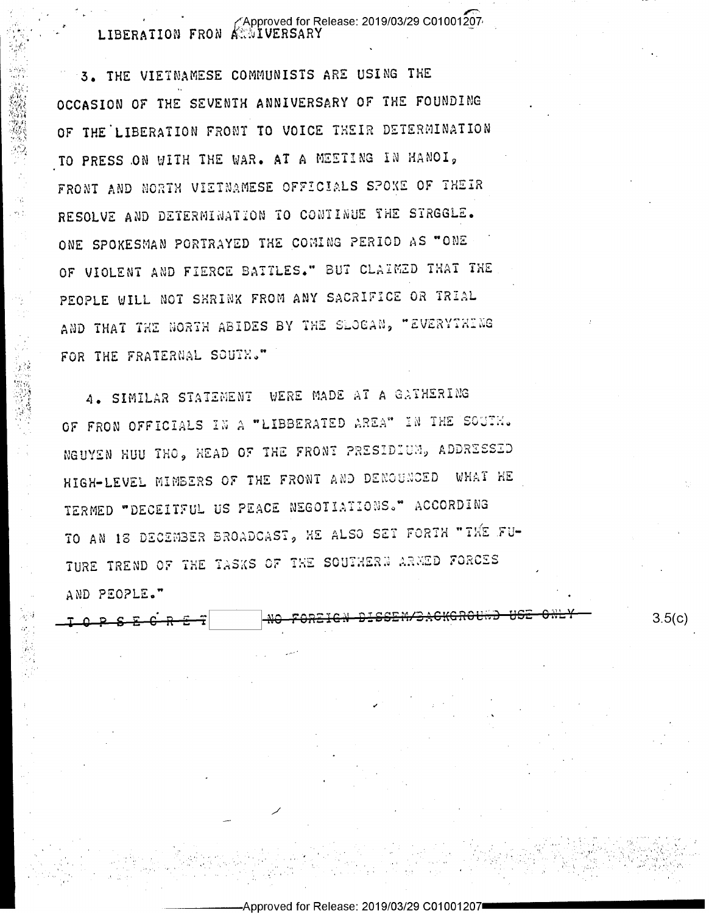LIBERATION FRON ANNIVERSARY

3. THE VIETNAMESE COMMUNISTS ARE USING THE OCCASION OF THE SEVENTH ANNIVERSARY OF THE FOUNDING OF THE LIBERATION FRONT TO VOICE THEIR DETERMINATION TO PRESS ON WITH THE WAR. AT A MEETING IN HANOI, FRONT AND NORTH VIETNAMESE OFFICIALS SPOKE OF THEIR RESOLVE AND DETERMINATION TO CONTINUE THE STRGGLE. ONE SPOKESMAN PORTRAYED THE COMING PERIOD AS "ONE OF VIOLENT AND FIERCE BATTLES." BUT CLAIMED THAT THE PEOPLE WILL NOT SHRINK FROM ANY SACRIFICE OR TRIAL AND THAT THE NORTH ABIDES BY THE SLOGAN, "EVERYTHING FOR THE FRATERNAL SOUTH."

4. SIMILAR STATEMENT WERE MADE AT A GATHERING OF FRON OFFICIALS IN A "LIBBERATED AREA" IN THE SOUTH. NGUYEN HUU THO, HEAD OF THE FRONT PRESIDIUM, ADDRESSED HIGH-LEVEL MIMBERS OF THE FRONT AND DENOUNCED WHAT HE TERMED "DECEITFUL US PEACE NEGOTIATIONS." ACCORDING TO AN 18 DECEMBER BROADCAST, HE ALSO SET FORTH "THE FUTURE TREND OF THE TASKS OF THE SOUTHERN ARMED FORCES AND PEOPLE."

~~TOP SECRET~~ [ ] ~~NO FOREIGN DISSEM/BACKGROUND USE ONLY~~

3.5(c)